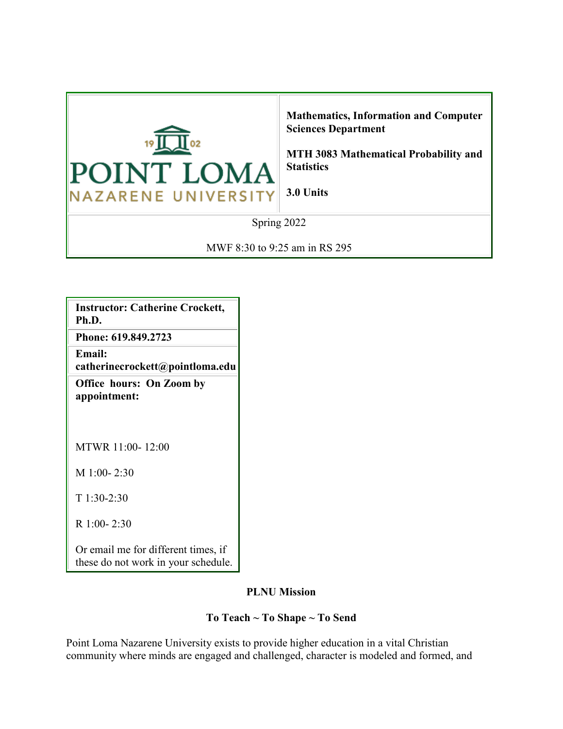| | |
|---|---|
| POINT LOMA NAZARENE UNIVERSITY 1902 | **Mathematics, Information and Computer Sciences Department**<br><br>**MTH 3083 Mathematical Probability and Statistics**<br><br>**3.0 Units** |
| Spring 2022<br><br>MWF 8:30 to 9:25 am in RS 295 | |

| |
|---|
| **Instructor: Catherine Crockett, Ph.D.** |
| **Phone: 619.849.2723** |
| **Email: catherinecrockett@pointloma.edu** |
| **Office hours: On Zoom by appointment:**<br><br>MTWR 11:00- 12:00<br><br>M 1:00- 2:30<br><br>T 1:30-2:30<br><br>R 1:00- 2:30<br><br>Or email me for different times, if these do not work in your schedule. |

**PLNU Mission**

**To Teach ~ To Shape ~ To Send**

Point Loma Nazarene University exists to provide higher education in a vital Christian community where minds are engaged and challenged, character is modeled and formed, and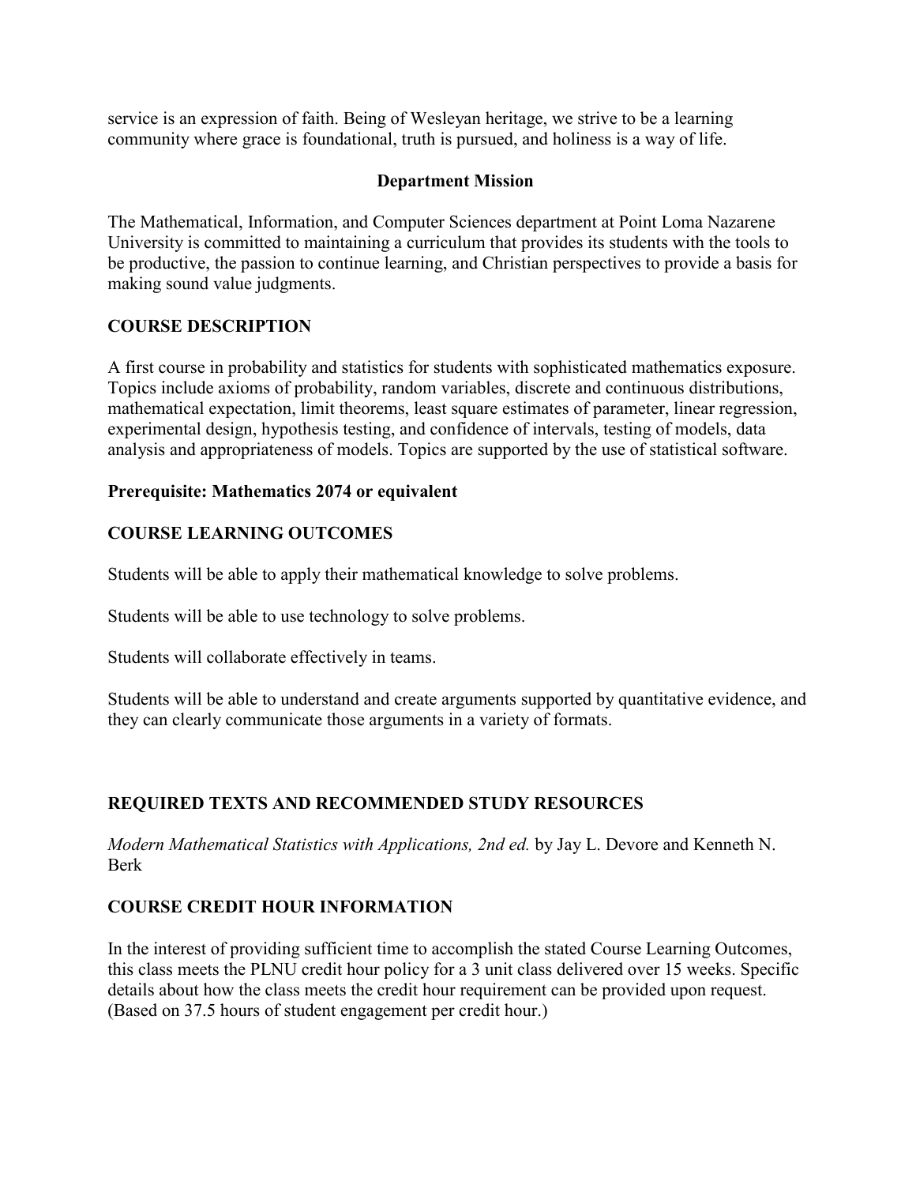service is an expression of faith. Being of Wesleyan heritage, we strive to be a learning community where grace is foundational, truth is pursued, and holiness is a way of life.

### Department Mission

The Mathematical, Information, and Computer Sciences department at Point Loma Nazarene University is committed to maintaining a curriculum that provides its students with the tools to be productive, the passion to continue learning, and Christian perspectives to provide a basis for making sound value judgments.

## COURSE DESCRIPTION

A first course in probability and statistics for students with sophisticated mathematics exposure. Topics include axioms of probability, random variables, discrete and continuous distributions, mathematical expectation, limit theorems, least square estimates of parameter, linear regression, experimental design, hypothesis testing, and confidence of intervals, testing of models, data analysis and appropriateness of models. Topics are supported by the use of statistical software.

**Prerequisite: Mathematics 2074 or equivalent**

## COURSE LEARNING OUTCOMES

Students will be able to apply their mathematical knowledge to solve problems.

Students will be able to use technology to solve problems.

Students will collaborate effectively in teams.

Students will be able to understand and create arguments supported by quantitative evidence, and they can clearly communicate those arguments in a variety of formats.

## REQUIRED TEXTS AND RECOMMENDED STUDY RESOURCES

*Modern Mathematical Statistics with Applications, 2nd ed.* by Jay L. Devore and Kenneth N. Berk

## COURSE CREDIT HOUR INFORMATION

In the interest of providing sufficient time to accomplish the stated Course Learning Outcomes, this class meets the PLNU credit hour policy for a 3 unit class delivered over 15 weeks. Specific details about how the class meets the credit hour requirement can be provided upon request. (Based on 37.5 hours of student engagement per credit hour.)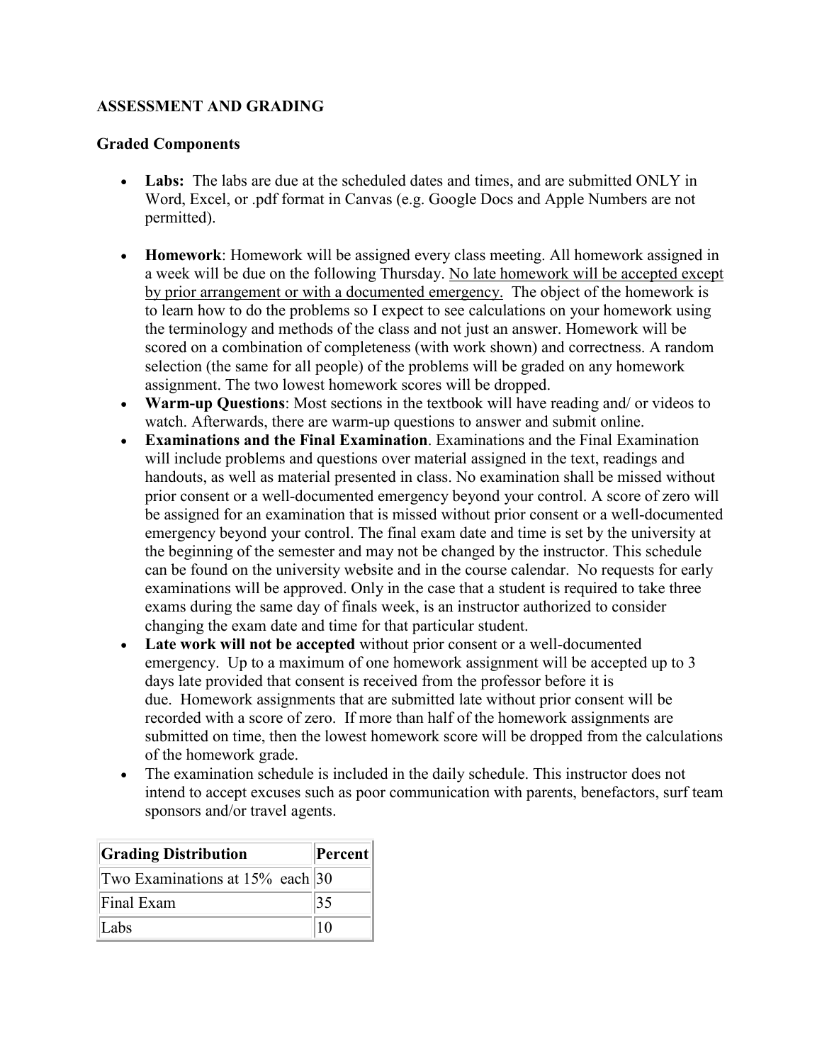**ASSESSMENT AND GRADING**

**Graded Components**

- **Labs:** The labs are due at the scheduled dates and times, and are submitted ONLY in Word, Excel, or .pdf format in Canvas (e.g. Google Docs and Apple Numbers are not permitted).

- **Homework**: Homework will be assigned every class meeting. All homework assigned in a week will be due on the following Thursday. <u>No late homework will be accepted except by prior arrangement or with a documented emergency.</u> The object of the homework is to learn how to do the problems so I expect to see calculations on your homework using the terminology and methods of the class and not just an answer. Homework will be scored on a combination of completeness (with work shown) and correctness. A random selection (the same for all people) of the problems will be graded on any homework assignment. The two lowest homework scores will be dropped.
- **Warm-up Questions**: Most sections in the textbook will have reading and/ or videos to watch. Afterwards, there are warm-up questions to answer and submit online.
- **Examinations and the Final Examination**. Examinations and the Final Examination will include problems and questions over material assigned in the text, readings and handouts, as well as material presented in class. No examination shall be missed without prior consent or a well-documented emergency beyond your control. A score of zero will be assigned for an examination that is missed without prior consent or a well-documented emergency beyond your control. The final exam date and time is set by the university at the beginning of the semester and may not be changed by the instructor. This schedule can be found on the university website and in the course calendar. No requests for early examinations will be approved. Only in the case that a student is required to take three exams during the same day of finals week, is an instructor authorized to consider changing the exam date and time for that particular student.
- **Late work will not be accepted** without prior consent or a well-documented emergency. Up to a maximum of one homework assignment will be accepted up to 3 days late provided that consent is received from the professor before it is due. Homework assignments that are submitted late without prior consent will be recorded with a score of zero. If more than half of the homework assignments are submitted on time, then the lowest homework score will be dropped from the calculations of the homework grade.
- The examination schedule is included in the daily schedule. This instructor does not intend to accept excuses such as poor communication with parents, benefactors, surf team sponsors and/or travel agents.

| Grading Distribution | Percent |
|---|---|
| Two Examinations at 15% each | 30 |
| Final Exam | 35 |
| Labs | 10 |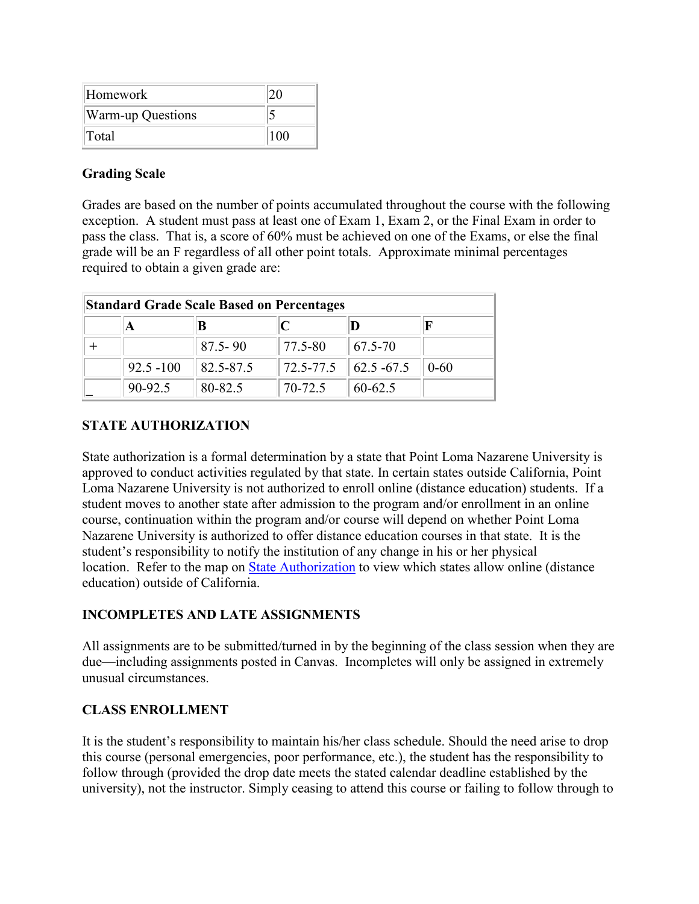| Homework | 20 |
|---|---|
| Warm-up Questions | 5 |
| Total | 100 |

**Grading Scale**

Grades are based on the number of points accumulated throughout the course with the following exception. A student must pass at least one of Exam 1, Exam 2, or the Final Exam in order to pass the class. That is, a score of 60% must be achieved on one of the Exams, or else the final grade will be an F regardless of all other point totals. Approximate minimal percentages required to obtain a given grade are:

| **Standard Grade Scale Based on Percentages** | | | | | |
|---|---|---|---|---|---|
| | **A** | **B** | **C** | **D** | **F** |
| + | | 87.5- 90 | 77.5-80 | 67.5-70 | |
| | 92.5 -100 | 82.5-87.5 | 72.5-77.5 | 62.5 -67.5 | 0-60 |
| _ | 90-92.5 | 80-82.5 | 70-72.5 | 60-62.5 | |

**STATE AUTHORIZATION**

State authorization is a formal determination by a state that Point Loma Nazarene University is approved to conduct activities regulated by that state. In certain states outside California, Point Loma Nazarene University is not authorized to enroll online (distance education) students. If a student moves to another state after admission to the program and/or enrollment in an online course, continuation within the program and/or course will depend on whether Point Loma Nazarene University is authorized to offer distance education courses in that state. It is the student's responsibility to notify the institution of any change in his or her physical location. Refer to the map on State Authorization to view which states allow online (distance education) outside of California.

**INCOMPLETES AND LATE ASSIGNMENTS**

All assignments are to be submitted/turned in by the beginning of the class session when they are due—including assignments posted in Canvas. Incompletes will only be assigned in extremely unusual circumstances.

**CLASS ENROLLMENT**

It is the student's responsibility to maintain his/her class schedule. Should the need arise to drop this course (personal emergencies, poor performance, etc.), the student has the responsibility to follow through (provided the drop date meets the stated calendar deadline established by the university), not the instructor. Simply ceasing to attend this course or failing to follow through to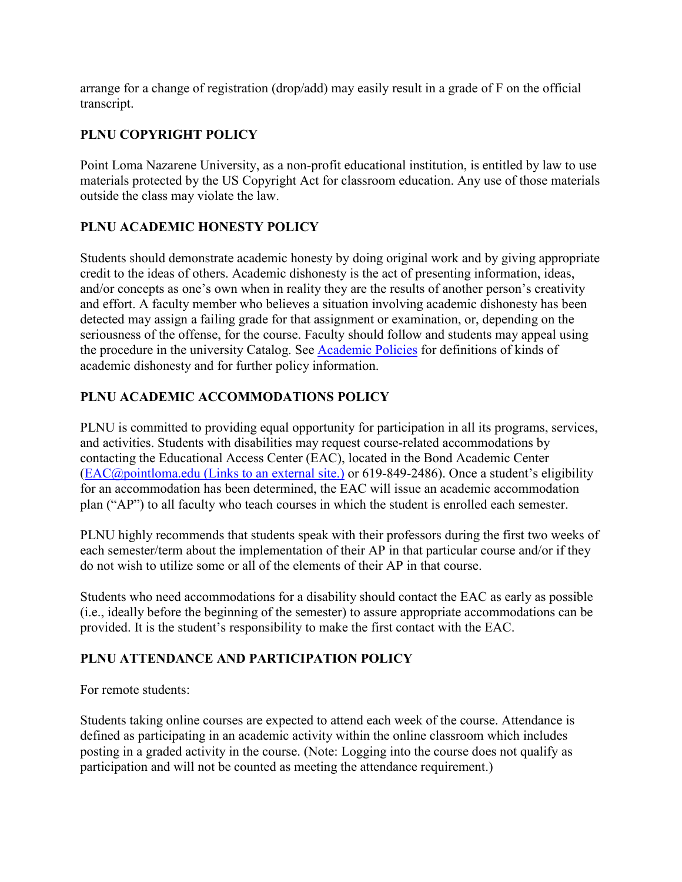arrange for a change of registration (drop/add) may easily result in a grade of F on the official transcript.

### PLNU COPYRIGHT POLICY

Point Loma Nazarene University, as a non-profit educational institution, is entitled by law to use materials protected by the US Copyright Act for classroom education. Any use of those materials outside the class may violate the law.

### PLNU ACADEMIC HONESTY POLICY

Students should demonstrate academic honesty by doing original work and by giving appropriate credit to the ideas of others. Academic dishonesty is the act of presenting information, ideas, and/or concepts as one's own when in reality they are the results of another person's creativity and effort. A faculty member who believes a situation involving academic dishonesty has been detected may assign a failing grade for that assignment or examination, or, depending on the seriousness of the offense, for the course. Faculty should follow and students may appeal using the procedure in the university Catalog. See Academic Policies for definitions of kinds of academic dishonesty and for further policy information.

### PLNU ACADEMIC ACCOMMODATIONS POLICY

PLNU is committed to providing equal opportunity for participation in all its programs, services, and activities. Students with disabilities may request course-related accommodations by contacting the Educational Access Center (EAC), located in the Bond Academic Center (EAC@pointloma.edu (Links to an external site.) or 619-849-2486). Once a student's eligibility for an accommodation has been determined, the EAC will issue an academic accommodation plan ("AP") to all faculty who teach courses in which the student is enrolled each semester.

PLNU highly recommends that students speak with their professors during the first two weeks of each semester/term about the implementation of their AP in that particular course and/or if they do not wish to utilize some or all of the elements of their AP in that course.

Students who need accommodations for a disability should contact the EAC as early as possible (i.e., ideally before the beginning of the semester) to assure appropriate accommodations can be provided. It is the student's responsibility to make the first contact with the EAC.

### PLNU ATTENDANCE AND PARTICIPATION POLICY

For remote students:

Students taking online courses are expected to attend each week of the course. Attendance is defined as participating in an academic activity within the online classroom which includes posting in a graded activity in the course. (Note: Logging into the course does not qualify as participation and will not be counted as meeting the attendance requirement.)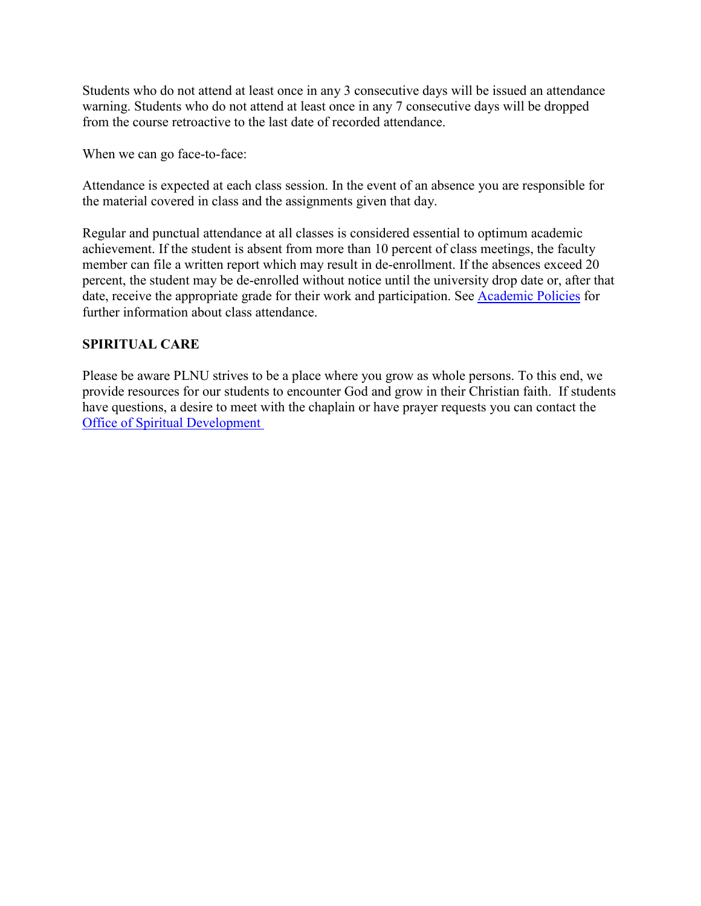Students who do not attend at least once in any 3 consecutive days will be issued an attendance warning. Students who do not attend at least once in any 7 consecutive days will be dropped from the course retroactive to the last date of recorded attendance.

When we can go face-to-face:

Attendance is expected at each class session. In the event of an absence you are responsible for the material covered in class and the assignments given that day.

Regular and punctual attendance at all classes is considered essential to optimum academic achievement. If the student is absent from more than 10 percent of class meetings, the faculty member can file a written report which may result in de-enrollment. If the absences exceed 20 percent, the student may be de-enrolled without notice until the university drop date or, after that date, receive the appropriate grade for their work and participation. See Academic Policies for further information about class attendance.

**SPIRITUAL CARE**

Please be aware PLNU strives to be a place where you grow as whole persons. To this end, we provide resources for our students to encounter God and grow in their Christian faith. If students have questions, a desire to meet with the chaplain or have prayer requests you can contact the Office of Spiritual Development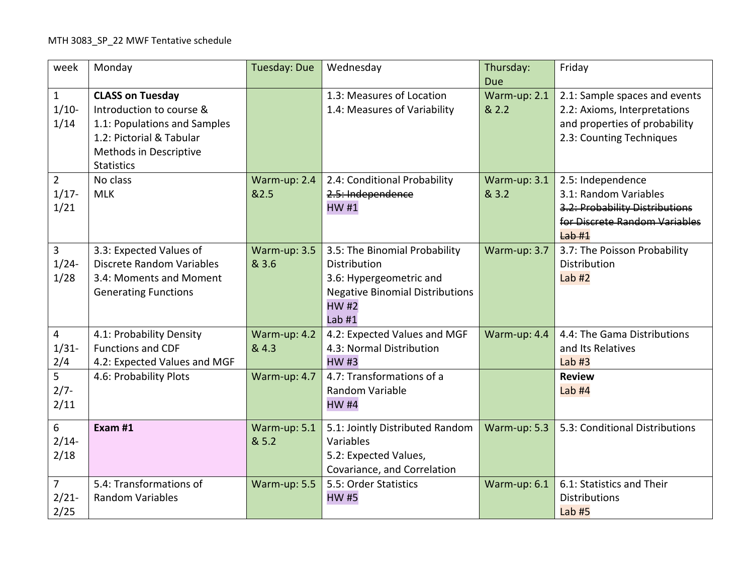MTH 3083_SP_22 MWF Tentative schedule

| week | Monday | Tuesday: Due | Wednesday | Thursday: Due | Friday |
|---|---|---|---|---|---|
| 1<br>1/10-<br>1/14 | **CLASS on Tuesday**<br>Introduction to course &<br>1.1: Populations and Samples<br>1.2: Pictorial & Tabular Methods in Descriptive Statistics | | 1.3: Measures of Location<br>1.4: Measures of Variability | Warm-up: 2.1 & 2.2 | 2.1: Sample spaces and events<br>2.2: Axioms, Interpretations and properties of probability<br>2.3: Counting Techniques |
| 2<br>1/17-<br>1/21 | No class<br>MLK | Warm-up: 2.4 &2.5 | 2.4: Conditional Probability<br>~~2.5: Independence~~<br>HW #1 | Warm-up: 3.1 & 3.2 | 2.5: Independence<br>3.1: Random Variables<br>~~3.2: Probability Distributions for Discrete Random Variables~~<br>~~Lab #1~~ |
| 3<br>1/24-<br>1/28 | 3.3: Expected Values of Discrete Random Variables<br>3.4: Moments and Moment Generating Functions | Warm-up: 3.5 & 3.6 | 3.5: The Binomial Probability Distribution<br>3.6: Hypergeometric and Negative Binomial Distributions<br>HW #2<br>Lab #1 | Warm-up: 3.7 | 3.7: The Poisson Probability Distribution<br>Lab #2 |
| 4<br>1/31-<br>2/4 | 4.1: Probability Density Functions and CDF<br>4.2: Expected Values and MGF | Warm-up: 4.2 & 4.3 | 4.2: Expected Values and MGF<br>4.3: Normal Distribution<br>HW #3 | Warm-up: 4.4 | 4.4: The Gama Distributions and Its Relatives<br>Lab #3 |
| 5<br>2/7-<br>2/11 | 4.6: Probability Plots | Warm-up: 4.7 | 4.7: Transformations of a Random Variable<br>HW #4 | | **Review**<br>Lab #4 |
| 6<br>2/14-<br>2/18 | **Exam #1** | Warm-up: 5.1 & 5.2 | 5.1: Jointly Distributed Random Variables<br>5.2: Expected Values, Covariance, and Correlation | Warm-up: 5.3 | 5.3: Conditional Distributions |
| 7<br>2/21-<br>2/25 | 5.4: Transformations of Random Variables | Warm-up: 5.5 | 5.5: Order Statistics<br>HW #5 | Warm-up: 6.1 | 6.1: Statistics and Their Distributions<br>Lab #5 |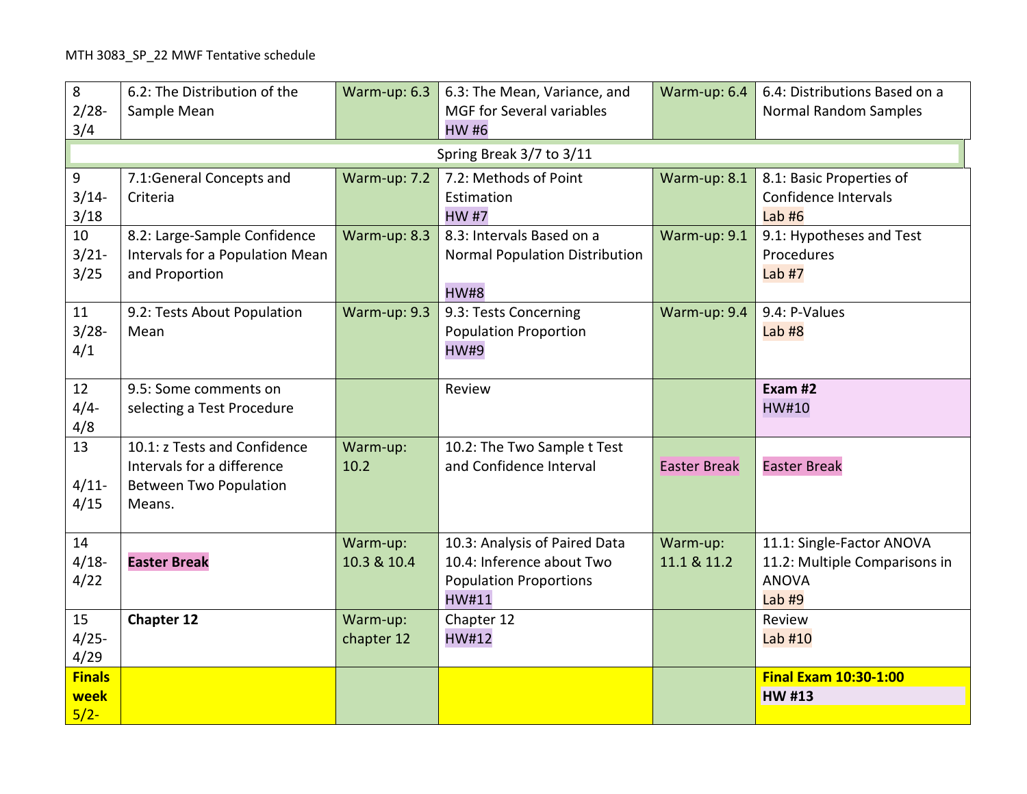MTH 3083_SP_22 MWF Tentative schedule

| | | | | | |
|---|---|---|---|---|---|
| 8 2/28-3/4 | 6.2: The Distribution of the Sample Mean | Warm-up: 6.3 | 6.3: The Mean, Variance, and MGF for Several variables HW #6 | Warm-up: 6.4 | 6.4: Distributions Based on a Normal Random Samples |
| Spring Break 3/7 to 3/11 | | | | | |
| 9 3/14-3/18 | 7.1:General Concepts and Criteria | Warm-up: 7.2 | 7.2: Methods of Point Estimation HW #7 | Warm-up: 8.1 | 8.1: Basic Properties of Confidence Intervals Lab #6 |
| 10 3/21-3/25 | 8.2: Large-Sample Confidence Intervals for a Population Mean and Proportion | Warm-up: 8.3 | 8.3: Intervals Based on a Normal Population Distribution HW#8 | Warm-up: 9.1 | 9.1: Hypotheses and Test Procedures Lab #7 |
| 11 3/28-4/1 | 9.2: Tests About Population Mean | Warm-up: 9.3 | 9.3: Tests Concerning Population Proportion HW#9 | Warm-up: 9.4 | 9.4: P-Values Lab #8 |
| 12 4/4-4/8 | 9.5: Some comments on selecting a Test Procedure | | Review | | **Exam #2** HW#10 |
| 13 4/11-4/15 | 10.1: z Tests and Confidence Intervals for a difference Between Two Population Means. | Warm-up: 10.2 | 10.2: The Two Sample t Test and Confidence Interval | Easter Break | Easter Break |
| 14 4/18-4/22 | **Easter Break** | Warm-up: 10.3 & 10.4 | 10.3: Analysis of Paired Data 10.4: Inference about Two Population Proportions HW#11 | Warm-up: 11.1 & 11.2 | 11.1: Single-Factor ANOVA 11.2: Multiple Comparisons in ANOVA Lab #9 |
| 15 4/25-4/29 | **Chapter 12** | Warm-up: chapter 12 | Chapter 12 HW#12 | | Review Lab #10 |
| **Finals week** 5/2- | | | | | **Final Exam 10:30-1:00** **HW #13** |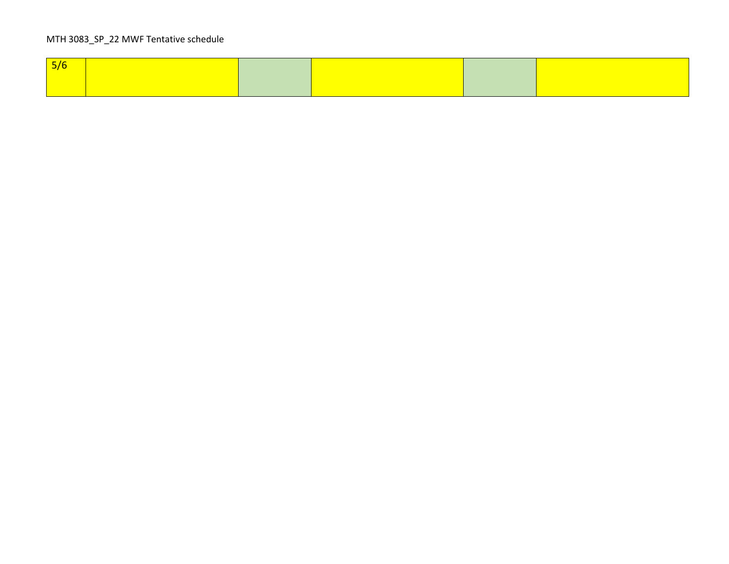| | | | | | |
|---|---|---|---|---|---|
| 5/6 | | | | | |